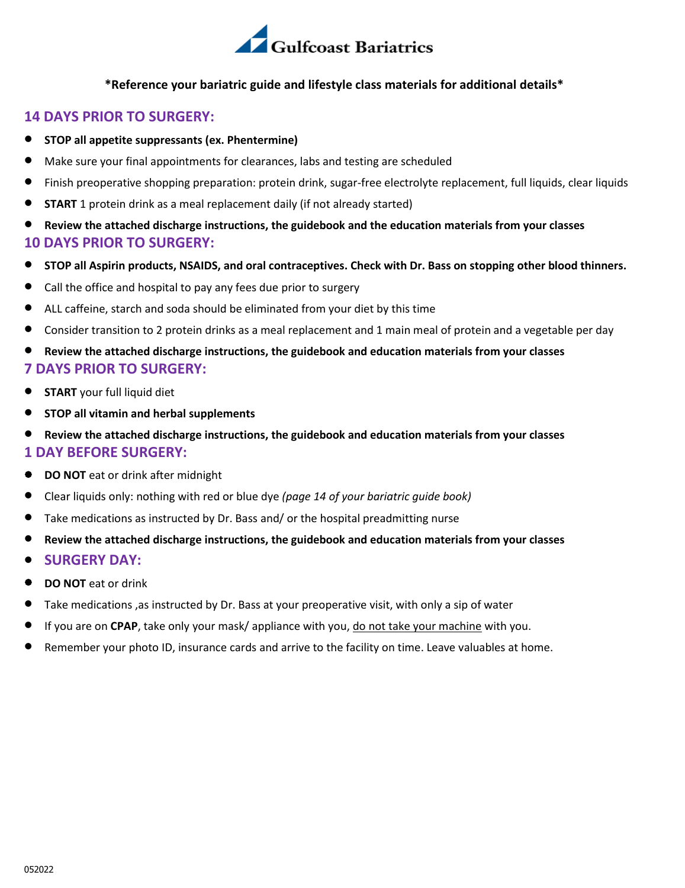Gulfcoast Bariatrics

**\*Reference your bariatric guide and lifestyle class materials for additional details\***

## 14 DAYS PRIOR TO SURGERY:

- **STOP all appetite suppressants (ex. Phentermine)**
- Make sure your final appointments for clearances, labs and testing are scheduled
- Finish preoperative shopping preparation: protein drink, sugar-free electrolyte replacement, full liquids, clear liquids
- **START** 1 protein drink as a meal replacement daily (if not already started)
- **Review the attached discharge instructions, the guidebook and the education materials from your classes**

## 10 DAYS PRIOR TO SURGERY:

- **STOP all Aspirin products, NSAIDS, and oral contraceptives. Check with Dr. Bass on stopping other blood thinners.**
- Call the office and hospital to pay any fees due prior to surgery
- ALL caffeine, starch and soda should be eliminated from your diet by this time
- Consider transition to 2 protein drinks as a meal replacement and 1 main meal of protein and a vegetable per day
- **Review the attached discharge instructions, the guidebook and education materials from your classes**

## 7 DAYS PRIOR TO SURGERY:

- **START** your full liquid diet
- **STOP all vitamin and herbal supplements**
- **Review the attached discharge instructions, the guidebook and education materials from your classes**

## 1 DAY BEFORE SURGERY:

- **DO NOT** eat or drink after midnight
- Clear liquids only: nothing with red or blue dye *(page 14 of your bariatric guide book)*
- Take medications as instructed by Dr. Bass and/ or the hospital preadmitting nurse
- **Review the attached discharge instructions, the guidebook and education materials from your classes**

## SURGERY DAY:

- **DO NOT** eat or drink
- Take medications ,as instructed by Dr. Bass at your preoperative visit, with only a sip of water
- If you are on **CPAP**, take only your mask/ appliance with you, <u>do not take your machine</u> with you.
- Remember your photo ID, insurance cards and arrive to the facility on time. Leave valuables at home.

052022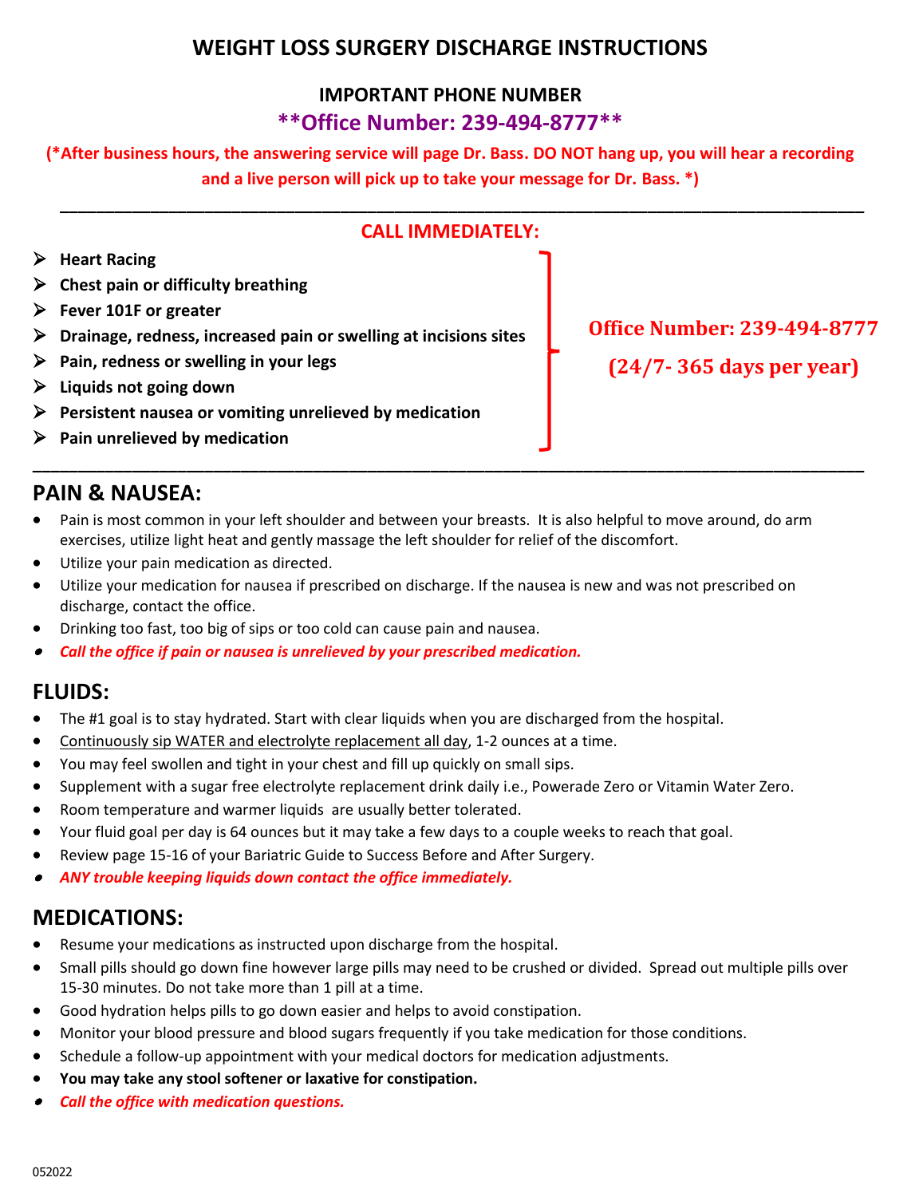# WEIGHT LOSS SURGERY DISCHARGE INSTRUCTIONS

## IMPORTANT PHONE NUMBER

**\*\*Office Number: 239-494-8777\*\***

**(\*After business hours, the answering service will page Dr. Bass. DO NOT hang up, you will hear a recording and a live person will pick up to take your message for Dr. Bass. \*)**

---

**CALL IMMEDIATELY:**

- **Heart Racing**
- **Chest pain or difficulty breathing**
- **Fever 101F or greater**
- **Drainage, redness, increased pain or swelling at incisions sites**
- **Pain, redness or swelling in your legs**
- **Liquids not going down**
- **Persistent nausea or vomiting unrelieved by medication**
- **Pain unrelieved by medication**

**Office Number: 239-494-8777**

**(24/7- 365 days per year)**

---

## PAIN & NAUSEA:

- Pain is most common in your left shoulder and between your breasts. It is also helpful to move around, do arm exercises, utilize light heat and gently massage the left shoulder for relief of the discomfort.
- Utilize your pain medication as directed.
- Utilize your medication for nausea if prescribed on discharge. If the nausea is new and was not prescribed on discharge, contact the office.
- Drinking too fast, too big of sips or too cold can cause pain and nausea.
- ***Call the office if pain or nausea is unrelieved by your prescribed medication.***

## FLUIDS:

- The #1 goal is to stay hydrated. Start with clear liquids when you are discharged from the hospital.
- Continuously sip WATER and electrolyte replacement all day, 1-2 ounces at a time.
- You may feel swollen and tight in your chest and fill up quickly on small sips.
- Supplement with a sugar free electrolyte replacement drink daily i.e., Powerade Zero or Vitamin Water Zero.
- Room temperature and warmer liquids are usually better tolerated.
- Your fluid goal per day is 64 ounces but it may take a few days to a couple weeks to reach that goal.
- Review page 15-16 of your Bariatric Guide to Success Before and After Surgery.
- ***ANY trouble keeping liquids down contact the office immediately.***

## MEDICATIONS:

- Resume your medications as instructed upon discharge from the hospital.
- Small pills should go down fine however large pills may need to be crushed or divided. Spread out multiple pills over 15-30 minutes. Do not take more than 1 pill at a time.
- Good hydration helps pills to go down easier and helps to avoid constipation.
- Monitor your blood pressure and blood sugars frequently if you take medication for those conditions.
- Schedule a follow-up appointment with your medical doctors for medication adjustments.
- **You may take any stool softener or laxative for constipation.**
- ***Call the office with medication questions.***

052022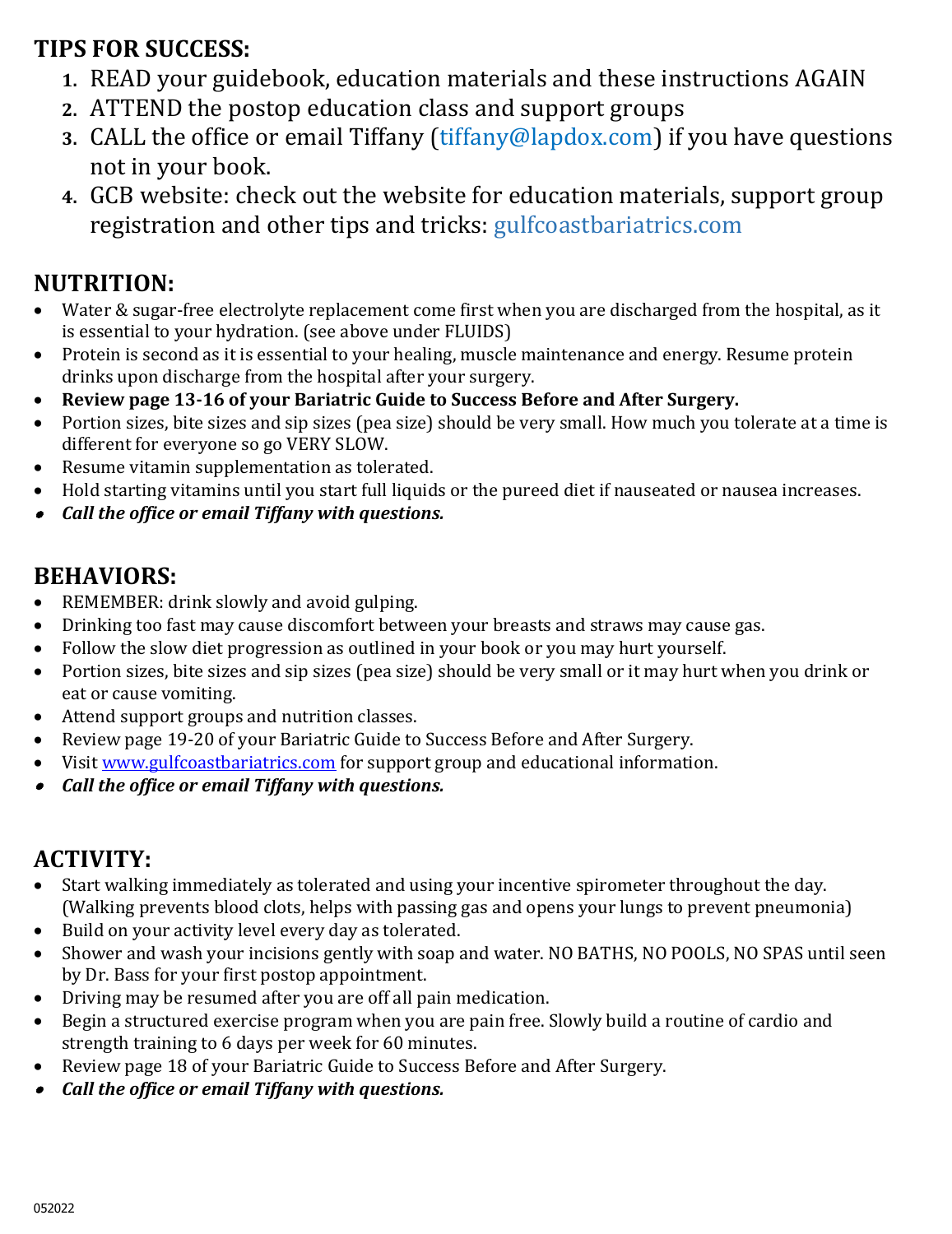## TIPS FOR SUCCESS:

1. READ your guidebook, education materials and these instructions AGAIN
2. ATTEND the postop education class and support groups
3. CALL the office or email Tiffany (tiffany@lapdox.com) if you have questions not in your book.
4. GCB website: check out the website for education materials, support group registration and other tips and tricks: gulfcoastbariatrics.com

## NUTRITION:

- Water & sugar-free electrolyte replacement come first when you are discharged from the hospital, as it is essential to your hydration. (see above under FLUIDS)
- Protein is second as it is essential to your healing, muscle maintenance and energy. Resume protein drinks upon discharge from the hospital after your surgery.
- **Review page 13-16 of your Bariatric Guide to Success Before and After Surgery.**
- Portion sizes, bite sizes and sip sizes (pea size) should be very small. How much you tolerate at a time is different for everyone so go VERY SLOW.
- Resume vitamin supplementation as tolerated.
- Hold starting vitamins until you start full liquids or the pureed diet if nauseated or nausea increases.
- ***Call the office or email Tiffany with questions.***

## BEHAVIORS:

- REMEMBER: drink slowly and avoid gulping.
- Drinking too fast may cause discomfort between your breasts and straws may cause gas.
- Follow the slow diet progression as outlined in your book or you may hurt yourself.
- Portion sizes, bite sizes and sip sizes (pea size) should be very small or it may hurt when you drink or eat or cause vomiting.
- Attend support groups and nutrition classes.
- Review page 19-20 of your Bariatric Guide to Success Before and After Surgery.
- Visit www.gulfcoastbariatrics.com for support group and educational information.
- ***Call the office or email Tiffany with questions.***

## ACTIVITY:

- Start walking immediately as tolerated and using your incentive spirometer throughout the day. (Walking prevents blood clots, helps with passing gas and opens your lungs to prevent pneumonia)
- Build on your activity level every day as tolerated.
- Shower and wash your incisions gently with soap and water. NO BATHS, NO POOLS, NO SPAS until seen by Dr. Bass for your first postop appointment.
- Driving may be resumed after you are off all pain medication.
- Begin a structured exercise program when you are pain free. Slowly build a routine of cardio and strength training to 6 days per week for 60 minutes.
- Review page 18 of your Bariatric Guide to Success Before and After Surgery.
- ***Call the office or email Tiffany with questions.***

052022